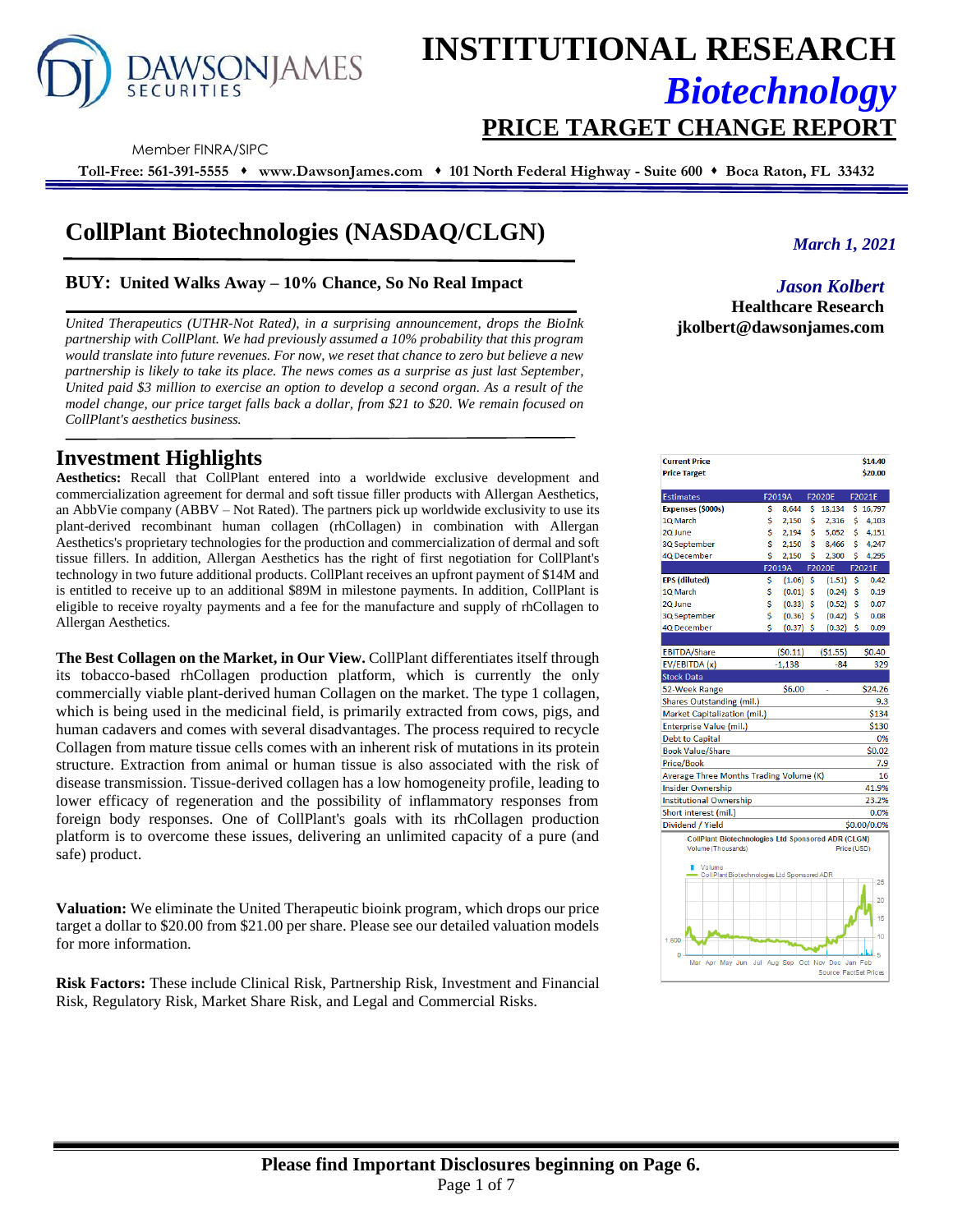# INSTITUTIONAL RESEARCH

## *Biotechnology*

## PRICE TARGET CHANGE REPORT

Member FINRA/SIPC

**Toll-Free: 561-391-5555 ♦ www.DawsonJames.com ♦ 101 North Federal Highway - Suite 600 ♦ Boca Raton, FL 33432**

# CollPlant Biotechnologies (NASDAQ/CLGN)

*March 1, 2021*

### BUY: United Walks Away – 10% Chance, So No Real Impact

*Jason Kolbert*
**Healthcare Research**
**jkolbert@dawsonjames.com**

*United Therapeutics (UTHR-Not Rated), in a surprising announcement, drops the BioInk partnership with CollPlant. We had previously assumed a 10% probability that this program would translate into future revenues. For now, we reset that chance to zero but believe a new partnership is likely to take its place. The news comes as a surprise as just last September, United paid $3 million to exercise an option to develop a second organ. As a result of the model change, our price target falls back a dollar, from $21 to $20. We remain focused on CollPlant's aesthetics business.*

## Investment Highlights

**Aesthetics:** Recall that CollPlant entered into a worldwide exclusive development and commercialization agreement for dermal and soft tissue filler products with Allergan Aesthetics, an AbbVie company (ABBV – Not Rated). The partners pick up worldwide exclusivity to use its plant-derived recombinant human collagen (rhCollagen) in combination with Allergan Aesthetics's proprietary technologies for the production and commercialization of dermal and soft tissue fillers. In addition, Allergan Aesthetics has the right of first negotiation for CollPlant's technology in two future additional products. CollPlant receives an upfront payment of $14M and is entitled to receive up to an additional $89M in milestone payments. In addition, CollPlant is eligible to receive royalty payments and a fee for the manufacture and supply of rhCollagen to Allergan Aesthetics.

**The Best Collagen on the Market, in Our View.** CollPlant differentiates itself through its tobacco-based rhCollagen production platform, which is currently the only commercially viable plant-derived human Collagen on the market. The type 1 collagen, which is being used in the medicinal field, is primarily extracted from cows, pigs, and human cadavers and comes with several disadvantages. The process required to recycle Collagen from mature tissue cells comes with an inherent risk of mutations in its protein structure. Extraction from animal or human tissue is also associated with the risk of disease transmission. Tissue-derived collagen has a low homogeneity profile, leading to lower efficacy of regeneration and the possibility of inflammatory responses from foreign body responses. One of CollPlant's goals with its rhCollagen production platform is to overcome these issues, delivering an unlimited capacity of a pure (and safe) product.

**Valuation:** We eliminate the United Therapeutic bioink program, which drops our price target a dollar to $20.00 from $21.00 per share. Please see our detailed valuation models for more information.

**Risk Factors:** These include Clinical Risk, Partnership Risk, Investment and Financial Risk, Regulatory Risk, Market Share Risk, and Legal and Commercial Risks.

| | | | |
|---|---|---|---|
| **Current Price** | | | **$14.40** |
| **Price Target** | | | **$20.00** |

| Estimates | F2019A | F2020E | F2021E |
|---|---|---|---|
| **Expenses ($000s)** | $ 8,644 | $ 18,134 | $ 16,797 |
| 1Q March | $ 2,150 | $ 2,316 | $ 4,103 |
| 2Q June | $ 2,194 | $ 5,052 | $ 4,151 |
| 3Q September | $ 2,150 | $ 8,466 | $ 4,247 |
| 4Q December | $ 2,150 | $ 2,300 | $ 4,295 |
| | **F2019A** | **F2020E** | **F2021E** |
| **EPS (diluted)** | $ (1.06) | $ (1.51) | $ 0.42 |
| 1Q March | $ (0.01) | $ (0.24) | $ 0.19 |
| 2Q June | $ (0.33) | $ (0.52) | $ 0.07 |
| 3Q September | $ (0.36) | $ (0.42) | $ 0.08 |
| 4Q December | $ (0.37) | $ (0.32) | $ 0.09 |
| | | | |
| EBITDA/Share | ($0.11) | ($1.55) | $0.40 |
| EV/EBITDA (x) | -1,138 | -84 | 329 |

| Stock Data | | |
|---|---|---|
| 52-Week Range | $6.00 | $24.26 |
| Shares Outstanding (mil.) | | 9.3 |
| Market Capitalization (mil.) | | $134 |
| Enterprise Value (mil.) | | $130 |
| Debt to Capital | | 0% |
| Book Value/Share | | $0.02 |
| Price/Book | | 7.9 |
| Average Three Months Trading Volume (K) | | 16 |
| Insider Ownership | | 41.9% |
| Institutional Ownership | | 23.2% |
| Short interest (mil.) | | 0.0% |
| Dividend / Yield | | $0.00/0.0% |

CollPlant Biotechnologies Ltd Sponsored ADR (CLGN)
Volume (Thousands) / Price (USD)
Source: FactSet Prices

**Please find Important Disclosures beginning on Page 6.**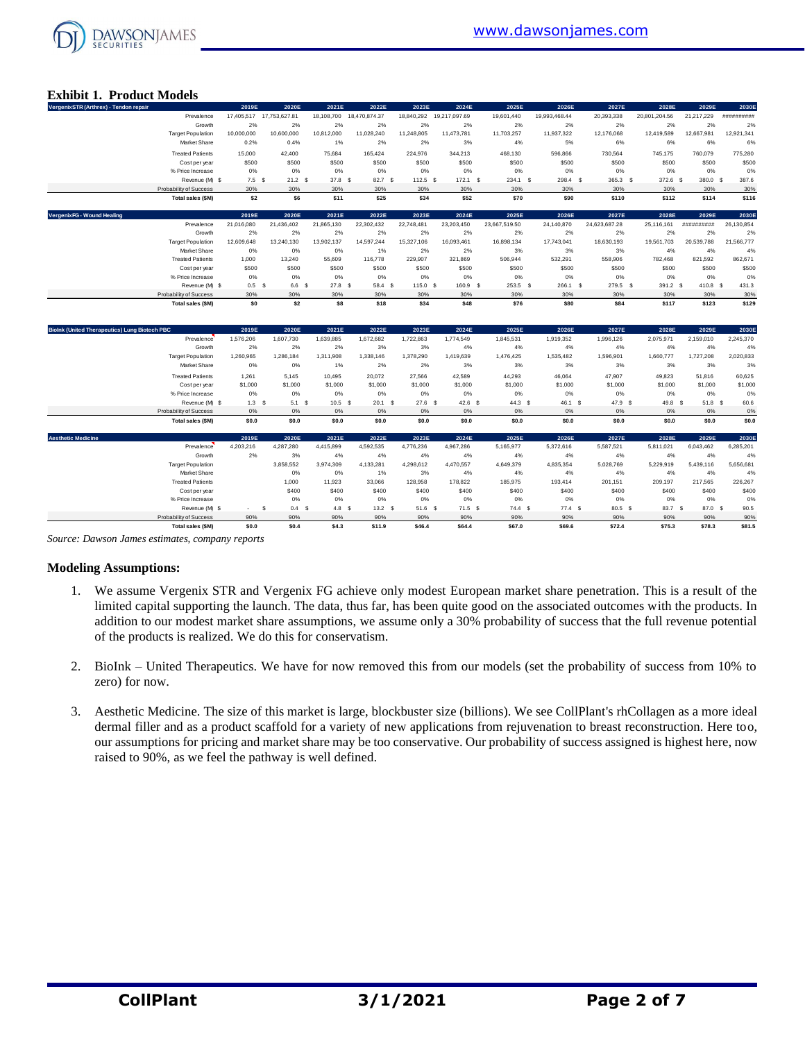## Exhibit 1. Product Models

| VergenixSTR (Arthrex) - Tendon repair | 2019E | 2020E | 2021E | 2022E | 2023E | 2024E | 2025E | 2026E | 2027E | 2028E | 2029E | 2030E |
|---|---|---|---|---|---|---|---|---|---|---|---|---|
| Prevalence | 17,405,517 | 17,753,627.81 | 18,108,700 | 18,470,874.37 | 18,840,292 | 19,217,097.69 | 19,601,440 | 19,993,468.44 | 20,393,338 | 20,801,204.56 | 21,217,229 | ########## |
| Growth | 2% | 2% | 2% | 2% | 2% | 2% | 2% | 2% | 2% | 2% | 2% | 2% |
| Target Population | 10,000,000 | 10,600,000 | 10,812,000 | 11,028,240 | 11,248,805 | 11,473,781 | 11,703,257 | 11,937,322 | 12,176,068 | 12,419,589 | 12,667,981 | 12,921,341 |
| Market Share | 0.2% | 0.4% | 1% | 2% | 2% | 3% | 4% | 5% | 6% | 6% | 6% | 6% |
| Treated Patients | 15,000 | 42,400 | 75,684 | 165,424 | 224,976 | 344,213 | 468,130 | 596,866 | 730,564 | 745,175 | 760,079 | 775,280 |
| Cost per year | $500 | $500 | $500 | $500 | $500 | $500 | $500 | $500 | $500 | $500 | $500 | $500 |
| % Price Increase | 0% | 0% | 0% | 0% | 0% | 0% | 0% | 0% | 0% | 0% | 0% | 0% |
| Revenue (M) | $ 7.5 | $ 21.2 | $ 37.8 | $ 82.7 | $ 112.5 | $ 172.1 | $ 234.1 | $ 298.4 | $ 365.3 | $ 372.6 | $ 380.0 | $ 387.6 |
| Probability of Success | 30% | 30% | 30% | 30% | 30% | 30% | 30% | 30% | 30% | 30% | 30% | 30% |
| **Total sales ($M)** | **$2** | **$6** | **$11** | **$25** | **$34** | **$52** | **$70** | **$90** | **$110** | **$112** | **$114** | **$116** |

| VergenixFG - Wound Healing | 2019E | 2020E | 2021E | 2022E | 2023E | 2024E | 2025E | 2026E | 2027E | 2028E | 2029E | 2030E |
|---|---|---|---|---|---|---|---|---|---|---|---|---|
| Prevalence | 21,016,080 | 21,436,402 | 21,865,130 | 22,302,432 | 22,748,481 | 23,203,450 | 23,667,519.50 | 24,140,870 | 24,623,687.28 | 25,116,161 | ########## | 26,130,854 |
| Growth | 2% | 2% | 2% | 2% | 2% | 2% | 2% | 2% | 2% | 2% | 2% | 2% |
| Target Population | 12,609,648 | 13,240,130 | 13,902,137 | 14,597,244 | 15,327,106 | 16,093,461 | 16,898,134 | 17,743,041 | 18,630,193 | 19,561,703 | 20,539,788 | 21,566,777 |
| Market Share | 0% | 0% | 0% | 1% | 2% | 2% | 3% | 3% | 3% | 4% | 4% | 4% |
| Treated Patients | 1,000 | 13,240 | 55,609 | 116,778 | 229,907 | 321,869 | 506,944 | 532,291 | 558,906 | 782,468 | 821,592 | 862,671 |
| Cost per year | $500 | $500 | $500 | $500 | $500 | $500 | $500 | $500 | $500 | $500 | $500 | $500 |
| % Price Increase | 0% | 0% | 0% | 0% | 0% | 0% | 0% | 0% | 0% | 0% | 0% | 0% |
| Revenue (M) | $ 0.5 | $ 6.6 | $ 27.8 | $ 58.4 | $ 115.0 | $ 160.9 | $ 253.5 | $ 266.1 | $ 279.5 | $ 391.2 | $ 410.8 | $ 431.3 |
| Probability of Success | 30% | 30% | 30% | 30% | 30% | 30% | 30% | 30% | 30% | 30% | 30% | 30% |
| **Total sales ($M)** | **$0** | **$2** | **$8** | **$18** | **$34** | **$48** | **$76** | **$80** | **$84** | **$117** | **$123** | **$129** |

| BioInk (United Therapeutics) Lung Biotech PBC | 2019E | 2020E | 2021E | 2022E | 2023E | 2024E | 2025E | 2026E | 2027E | 2028E | 2029E | 2030E |
|---|---|---|---|---|---|---|---|---|---|---|---|---|
| Prevalence | 1,576,206 | 1,607,730 | 1,639,885 | 1,672,682 | 1,722,863 | 1,774,549 | 1,845,531 | 1,919,352 | 1,996,126 | 2,075,971 | 2,159,010 | 2,245,370 |
| Growth | 2% | 2% | 2% | 2% | 3% | 3% | 4% | 4% | 4% | 4% | 4% | 4% |
| Target Population | 1,260,965 | 1,286,184 | 1,311,908 | 1,338,146 | 1,378,290 | 1,419,639 | 1,476,425 | 1,535,482 | 1,596,901 | 1,660,777 | 1,727,208 | 2,020,833 |
| Market Share | 0% | 0% | 1% | 2% | 2% | 3% | 3% | 3% | 3% | 3% | 3% | 3% |
| Treated Patients | 1,261 | 5,145 | 10,495 | 20,072 | 27,566 | 42,589 | 44,293 | 46,064 | 47,907 | 49,823 | 51,816 | 60,625 |
| Cost per year | $1,000 | $1,000 | $1,000 | $1,000 | $1,000 | $1,000 | $1,000 | $1,000 | $1,000 | $1,000 | $1,000 | $1,000 |
| % Price Increase | 0% | 0% | 0% | 0% | 0% | 0% | 0% | 0% | 0% | 0% | 0% | 0% |
| Revenue (M) | $ 1.3 | $ 5.1 | $ 10.5 | $ 20.1 | $ 27.6 | $ 42.6 | $ 44.3 | $ 46.1 | $ 47.9 | $ 49.8 | $ 51.8 | $ 60.6 |
| Probability of Success | 0% | 0% | 0% | 0% | 0% | 0% | 0% | 0% | 0% | 0% | 0% | 0% |
| **Total sales ($M)** | **$0.0** | **$0.0** | **$0.0** | **$0.0** | **$0.0** | **$0.0** | **$0.0** | **$0.0** | **$0.0** | **$0.0** | **$0.0** | **$0.0** |

| Aesthetic Medicine | 2019E | 2020E | 2021E | 2022E | 2023E | 2024E | 2025E | 2026E | 2027E | 2028E | 2029E | 2030E |
|---|---|---|---|---|---|---|---|---|---|---|---|---|
| Prevalence | 4,203,216 | 4,287,280 | 4,415,899 | 4,592,535 | 4,776,236 | 4,967,286 | 5,165,977 | 5,372,616 | 5,587,521 | 5,811,021 | 6,043,462 | 6,285,201 |
| Growth | 2% | 3% | 4% | 4% | 4% | 4% | 4% | 4% | 4% | 4% | 4% | 4% |
| Target Population | | 3,858,552 | 3,974,309 | 4,133,281 | 4,298,612 | 4,470,557 | 4,649,379 | 4,835,354 | 5,028,769 | 5,229,919 | 5,439,116 | 5,656,681 |
| Market Share | | 0% | 0% | 1% | 3% | 4% | 4% | 4% | 4% | 4% | 4% | 4% |
| Treated Patients | | 1,000 | 11,923 | 33,066 | 128,958 | 178,822 | 185,975 | 193,414 | 201,151 | 209,197 | 217,565 | 226,267 |
| Cost per year | | $400 | $400 | $400 | $400 | $400 | $400 | $400 | $400 | $400 | $400 | $400 |
| % Price Increase | | 0% | 0% | 0% | 0% | 0% | 0% | 0% | 0% | 0% | 0% | 0% |
| Revenue (M) | $ - | $ 0.4 | $ 4.8 | $ 13.2 | $ 51.6 | $ 71.5 | $ 74.4 | $ 77.4 | $ 80.5 | $ 83.7 | $ 87.0 | $ 90.5 |
| Probability of Success | 90% | 90% | 90% | 90% | 90% | 90% | 90% | 90% | 90% | 90% | 90% | 90% |
| **Total sales ($M)** | **$0.0** | **$0.4** | **$4.3** | **$11.9** | **$46.4** | **$64.4** | **$67.0** | **$69.6** | **$72.4** | **$75.3** | **$78.3** | **$81.5** |

*Source: Dawson James estimates, company reports*

### Modeling Assumptions:

1. We assume Vergenix STR and Vergenix FG achieve only modest European market share penetration. This is a result of the limited capital supporting the launch. The data, thus far, has been quite good on the associated outcomes with the products. In addition to our modest market share assumptions, we assume only a 30% probability of success that the full revenue potential of the products is realized. We do this for conservatism.

2. BioInk – United Therapeutics. We have for now removed this from our models (set the probability of success from 10% to zero) for now.

3. Aesthetic Medicine. The size of this market is large, blockbuster size (billions). We see CollPlant's rhCollagen as a more ideal dermal filler and as a product scaffold for a variety of new applications from rejuvenation to breast reconstruction. Here too, our assumptions for pricing and market share may be too conservative. Our probability of success assigned is highest here, now raised to 90%, as we feel the pathway is well defined.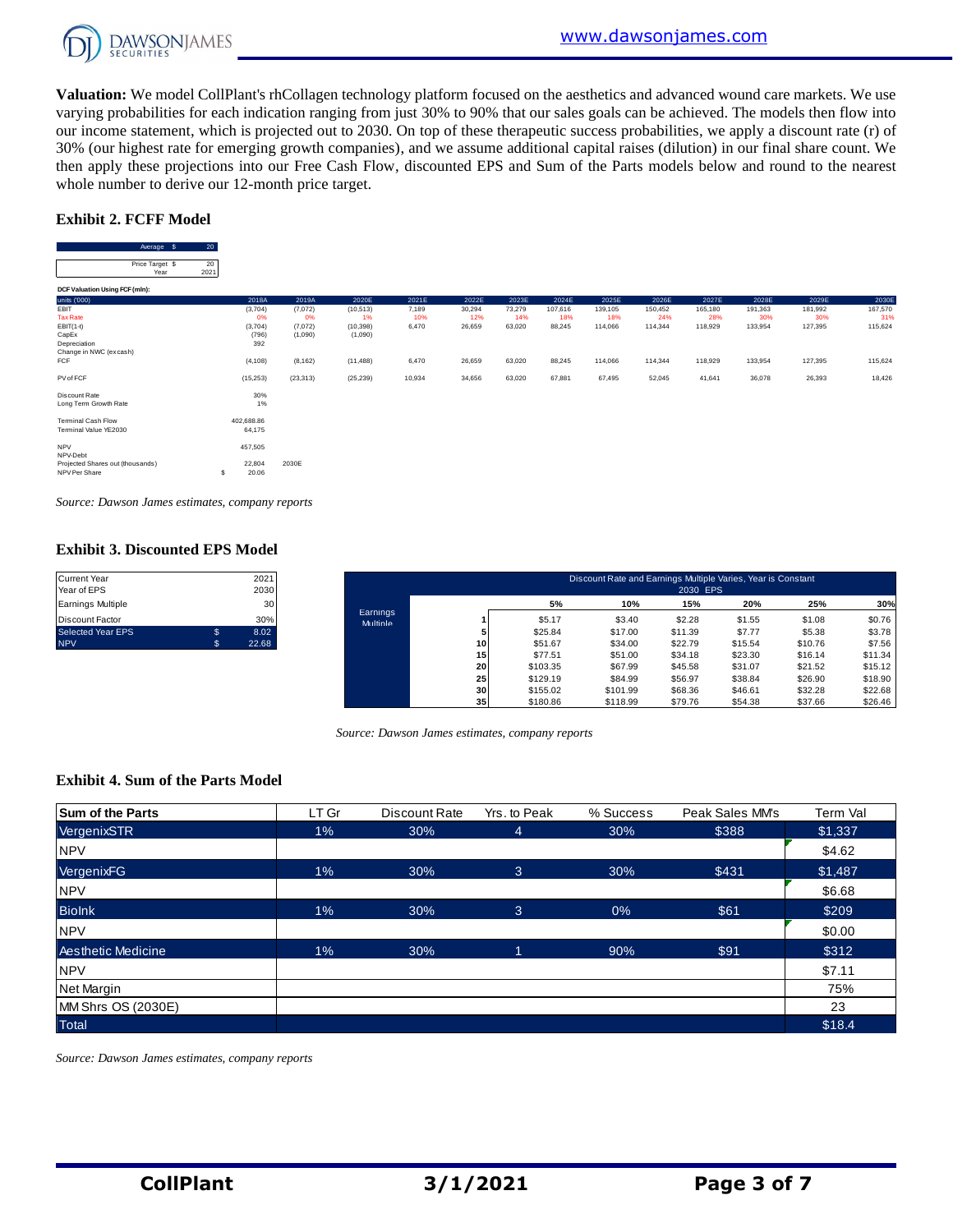**Valuation:** We model CollPlant's rhCollagen technology platform focused on the aesthetics and advanced wound care markets. We use varying probabilities for each indication ranging from just 30% to 90% that our sales goals can be achieved. The models then flow into our income statement, which is projected out to 2030. On top of these therapeutic success probabilities, we apply a discount rate (r) of 30% (our highest rate for emerging growth companies), and we assume additional capital raises (dilution) in our final share count. We then apply these projections into our Free Cash Flow, discounted EPS and Sum of the Parts models below and round to the nearest whole number to derive our 12-month price target.

### Exhibit 2. FCFF Model

| Average $ | 20 |
|---|---|
| Price Target $ | 20 |
| Year | 2021 |

**DCF Valuation Using FCF (mln):**

| units ('000) | 2018A | 2019A | 2020E | 2021E | 2022E | 2023E | 2024E | 2025E | 2026E | 2027E | 2028E | 2029E | 2030E |
|---|---|---|---|---|---|---|---|---|---|---|---|---|---|
| EBIT | (3,704) | (7,072) | (10,513) | 7,189 | 30,294 | 73,279 | 107,616 | 139,105 | 150,452 | 165,180 | 191,363 | 181,992 | 167,570 |
| Tax Rate | 0% | 0% | 1% | 10% | 12% | 14% | 18% | 18% | 24% | 28% | 30% | 30% | 31% |
| EBIT(1-t) | (3,704) | (7,072) | (10,398) | 6,470 | 26,659 | 63,020 | 88,245 | 114,066 | 114,344 | 118,929 | 133,954 | 127,395 | 115,624 |
| CapEx | (796) | (1,090) | (1,090) | | | | | | | | | | |
| Depreciation | 392 | | | | | | | | | | | | |
| Change in NWC (ex cash) | | | | | | | | | | | | | |
| FCF | (4,108) | (8,162) | (11,488) | 6,470 | 26,659 | 63,020 | 88,245 | 114,066 | 114,344 | 118,929 | 133,954 | 127,395 | 115,624 |
| PV of FCF | (15,253) | (23,313) | (25,239) | 10,934 | 34,656 | 63,020 | 67,881 | 67,495 | 52,045 | 41,641 | 36,078 | 26,393 | 18,426 |

| | | |
|---|---|---|
| Discount Rate | 30% | |
| Long Term Growth Rate | 1% | |
| Terminal Cash Flow | 402,688.86 | |
| Terminal Value YE2030 | 64,175 | |
| NPV | 457,505 | |
| NPV-Debt | | |
| Projected Shares out (thousands) | 22,804 | 2030E |
| NPV Per Share | $ 20.06 | |

*Source: Dawson James estimates, company reports*

### Exhibit 3. Discounted EPS Model

| | | |
|---|---|---|
| Current Year | | 2021 |
| Year of EPS | | 2030 |
| Earnings Multiple | | 30 |
| Discount Factor | | 30% |
| Selected Year EPS | $ | 8.02 |
| NPV | $ | 22.68 |

| Discount Rate and Earnings Multiple Varies, Year is Constant (2030 EPS) | | | | | | | |
|---|---|---|---|---|---|---|---|
| | | 5% | 10% | 15% | 20% | 25% | 30% |
| Earnings Multiple | 1 | $5.17 | $3.40 | $2.28 | $1.55 | $1.08 | $0.76 |
| | 5 | $25.84 | $17.00 | $11.39 | $7.77 | $5.38 | $3.78 |
| | 10 | $51.67 | $34.00 | $22.79 | $15.54 | $10.76 | $7.56 |
| | 15 | $77.51 | $51.00 | $34.18 | $23.30 | $16.14 | $11.34 |
| | 20 | $103.35 | $67.99 | $45.58 | $31.07 | $21.52 | $15.12 |
| | 25 | $129.19 | $84.99 | $56.97 | $38.84 | $26.90 | $18.90 |
| | 30 | $155.02 | $101.99 | $68.36 | $46.61 | $32.28 | $22.68 |
| | 35 | $180.86 | $118.99 | $79.76 | $54.38 | $37.66 | $26.46 |

*Source: Dawson James estimates, company reports*

### Exhibit 4. Sum of the Parts Model

| Sum of the Parts | LT Gr | Discount Rate | Yrs. to Peak | % Success | Peak Sales MM's | Term Val |
|---|---|---|---|---|---|---|
| VergenixSTR | 1% | 30% | 4 | 30% | $388 | $1,337 |
| NPV | | | | | | $4.62 |
| VergenixFG | 1% | 30% | 3 | 30% | $431 | $1,487 |
| NPV | | | | | | $6.68 |
| BioInk | 1% | 30% | 3 | 0% | $61 | $209 |
| NPV | | | | | | $0.00 |
| Aesthetic Medicine | 1% | 30% | 1 | 90% | $91 | $312 |
| NPV | | | | | | $7.11 |
| Net Margin | | | | | | 75% |
| MM Shrs OS (2030E) | | | | | | 23 |
| Total | | | | | | $18.4 |

*Source: Dawson James estimates, company reports*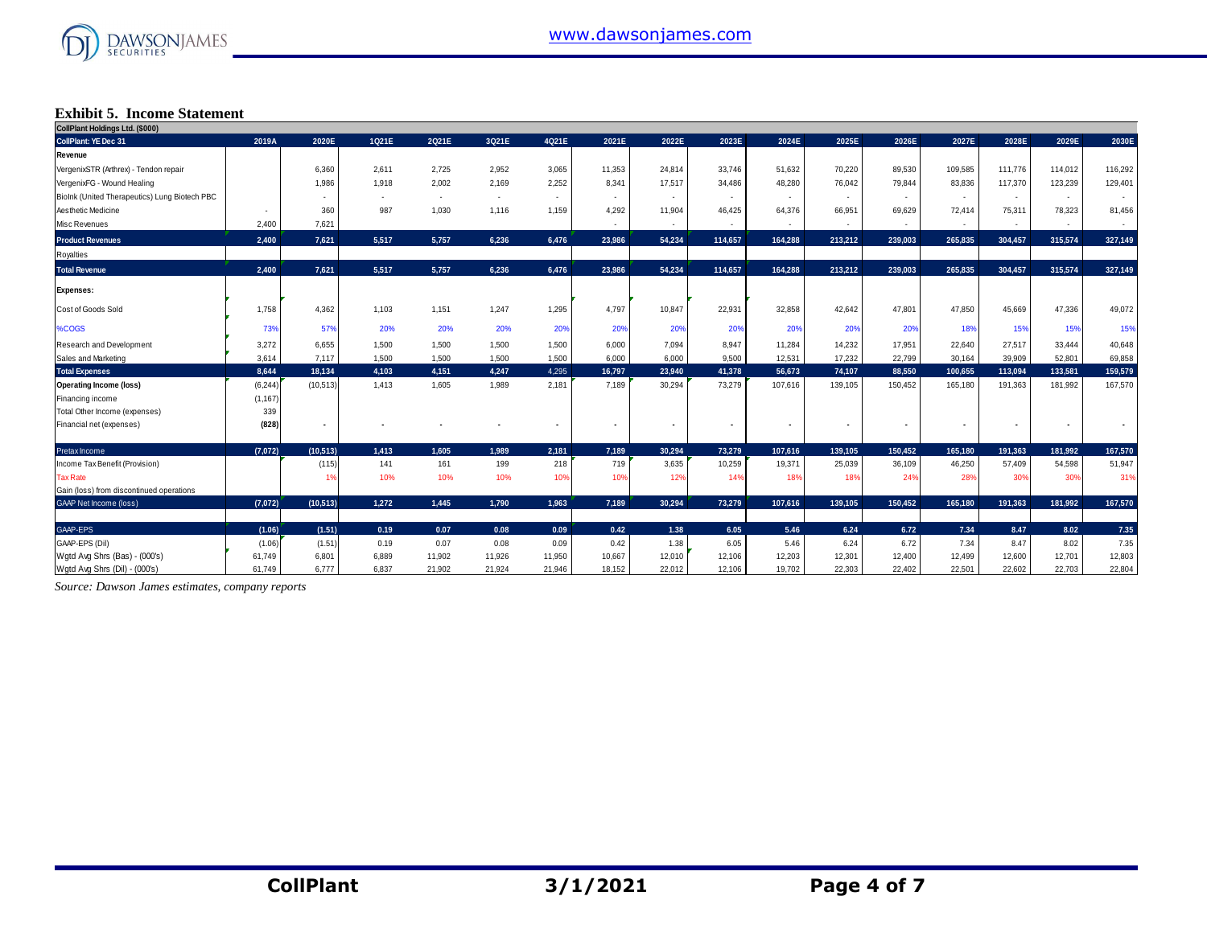## Exhibit 5. Income Statement

| CollPlant Holdings Ltd. ($000) | | | | | | | | | | | | | | | | |
|---|---|---|---|---|---|---|---|---|---|---|---|---|---|---|---|---|
| **CollPlant: YE Dec 31** | **2019A** | **2020E** | **1Q21E** | **2Q21E** | **3Q21E** | **4Q21E** | **2021E** | **2022E** | **2023E** | **2024E** | **2025E** | **2026E** | **2027E** | **2028E** | **2029E** | **2030E** |
| **Revenue** | | | | | | | | | | | | | | | | |
| VergenixSTR (Arthrex) - Tendon repair | | 6,360 | 2,611 | 2,725 | 2,952 | 3,065 | 11,353 | 24,814 | 33,746 | 51,632 | 70,220 | 89,530 | 109,585 | 111,776 | 114,012 | 116,292 |
| VergenixFG - Wound Healing | | 1,986 | 1,918 | 2,002 | 2,169 | 2,252 | 8,341 | 17,517 | 34,486 | 48,280 | 76,042 | 79,844 | 83,836 | 117,370 | 123,239 | 129,401 |
| BioInk (United Therapeutics) Lung Biotech PBC | | - | - | - | - | - | - | - | - | - | - | - | - | - | - | - |
| Aesthetic Medicine | - | 360 | 987 | 1,030 | 1,116 | 1,159 | 4,292 | 11,904 | 46,425 | 64,376 | 66,951 | 69,629 | 72,414 | 75,311 | 78,323 | 81,456 |
| Misc Revenues | 2,400 | 7,621 | | | | | - | - | - | - | - | - | - | - | - | - |
| **Product Revenues** | **2,400** | **7,621** | **5,517** | **5,757** | **6,236** | **6,476** | **23,986** | **54,234** | **114,657** | **164,288** | **213,212** | **239,003** | **265,835** | **304,457** | **315,574** | **327,149** |
| Royalties | | | | | | | | | | | | | | | | |
| **Total Revenue** | **2,400** | **7,621** | **5,517** | **5,757** | **6,236** | **6,476** | **23,986** | **54,234** | **114,657** | **164,288** | **213,212** | **239,003** | **265,835** | **304,457** | **315,574** | **327,149** |
| **Expenses:** | | | | | | | | | | | | | | | | |
| Cost of Goods Sold | 1,758 | 4,362 | 1,103 | 1,151 | 1,247 | 1,295 | 4,797 | 10,847 | 22,931 | 32,858 | 42,642 | 47,801 | 47,850 | 45,669 | 47,336 | 49,072 |
| %COGS | 73% | 57% | 20% | 20% | 20% | 20% | 20% | 20% | 20% | 20% | 20% | 20% | 18% | 15% | 15% | 15% |
| Research and Development | 3,272 | 6,655 | 1,500 | 1,500 | 1,500 | 1,500 | 6,000 | 7,094 | 8,947 | 11,284 | 14,232 | 17,951 | 22,640 | 27,517 | 33,444 | 40,648 |
| Sales and Marketing | 3,614 | 7,117 | 1,500 | 1,500 | 1,500 | 1,500 | 6,000 | 6,000 | 9,500 | 12,531 | 17,232 | 22,799 | 30,164 | 39,909 | 52,801 | 69,858 |
| **Total Expenses** | **8,644** | **18,134** | **4,103** | **4,151** | **4,247** | **4,295** | **16,797** | **23,940** | **41,378** | **56,673** | **74,107** | **88,550** | **100,655** | **113,094** | **133,581** | **159,579** |
| **Operating Income (loss)** | (6,244) | (10,513) | 1,413 | 1,605 | 1,989 | 2,181 | 7,189 | 30,294 | 73,279 | 107,616 | 139,105 | 150,452 | 165,180 | 191,363 | 181,992 | 167,570 |
| Financing income | (1,167) | | | | | | | | | | | | | | | |
| Total Other Income (expenses) | 339 | | | | | | | | | | | | | | | |
| Financial net (expenses) | **(828)** | - | - | - | - | - | - | - | - | - | - | - | - | - | - | - |
| **Pretax Income** | **(7,072)** | **(10,513)** | **1,413** | **1,605** | **1,989** | **2,181** | **7,189** | **30,294** | **73,279** | **107,616** | **139,105** | **150,452** | **165,180** | **191,363** | **181,992** | **167,570** |
| Income Tax Benefit (Provision) | | (115) | 141 | 161 | 199 | 218 | 719 | 3,635 | 10,259 | 19,371 | 25,039 | 36,109 | 46,250 | 57,409 | 54,598 | 51,947 |
| Tax Rate | | 1% | 10% | 10% | 10% | 10% | 10% | 12% | 14% | 18% | 18% | 24% | 28% | 30% | 30% | 31% |
| Gain (loss) from discontinued operations | | | | | | | | | | | | | | | | |
| **GAAP Net Income (loss)** | **(7,072)** | **(10,513)** | **1,272** | **1,445** | **1,790** | **1,963** | **7,189** | **30,294** | **73,279** | **107,616** | **139,105** | **150,452** | **165,180** | **191,363** | **181,992** | **167,570** |
| **GAAP-EPS** | **(1.06)** | **(1.51)** | **0.19** | **0.07** | **0.08** | **0.09** | **0.42** | **1.38** | **6.05** | **5.46** | **6.24** | **6.72** | **7.34** | **8.47** | **8.02** | **7.35** |
| GAAP-EPS (Dil) | (1.06) | (1.51) | 0.19 | 0.07 | 0.08 | 0.09 | 0.42 | 1.38 | 6.05 | 5.46 | 6.24 | 6.72 | 7.34 | 8.47 | 8.02 | 7.35 |
| Wgtd Avg Shrs (Bas) - (000's) | 61,749 | 6,801 | 6,889 | 11,902 | 11,926 | 11,950 | 10,667 | 12,010 | 12,106 | 12,203 | 12,301 | 12,400 | 12,499 | 12,600 | 12,701 | 12,803 |
| Wgtd Avg Shrs (Dil) - (000's) | 61,749 | 6,777 | 6,837 | 21,902 | 21,924 | 21,946 | 18,152 | 22,012 | 12,106 | 19,702 | 22,303 | 22,402 | 22,501 | 22,602 | 22,703 | 22,804 |

*Source: Dawson James estimates, company reports*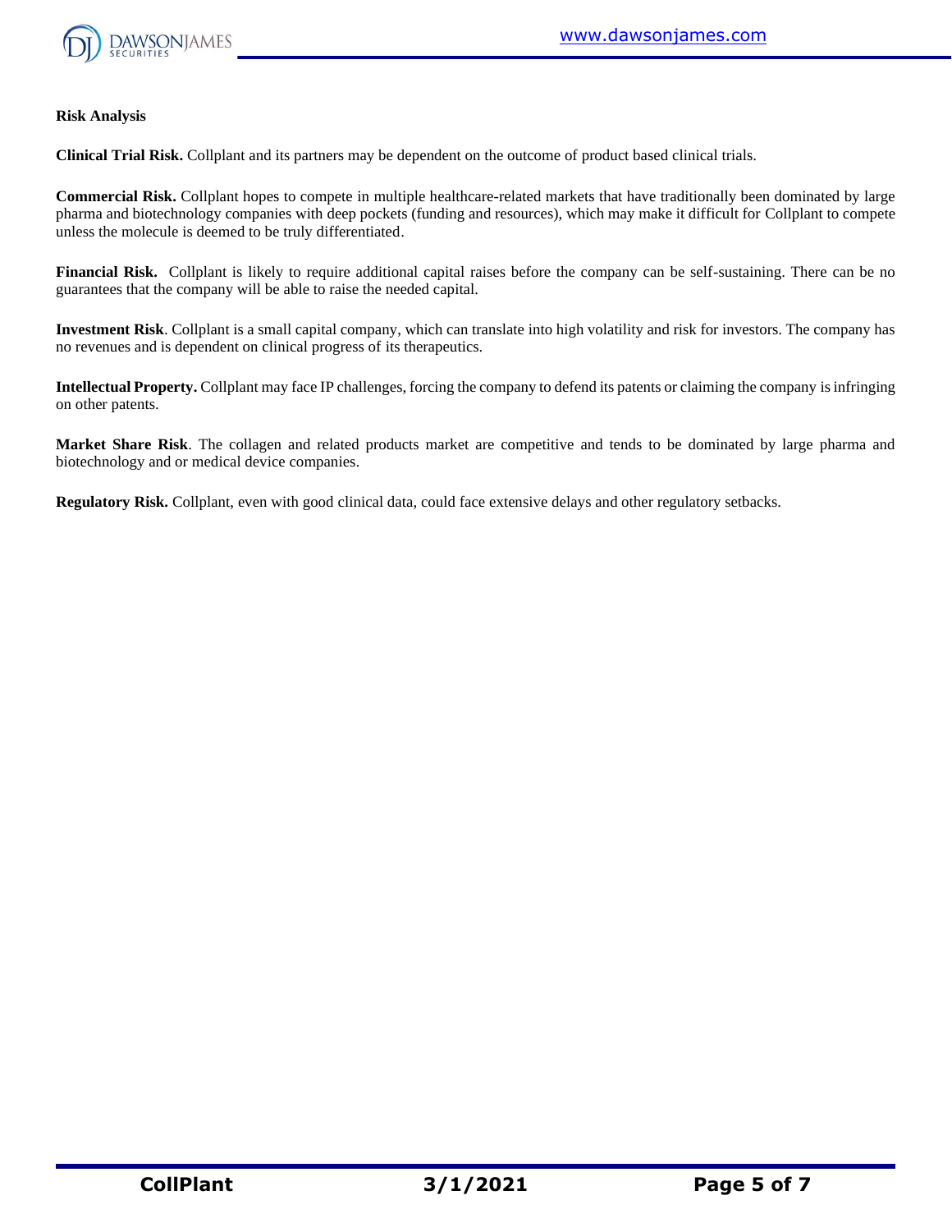**Risk Analysis**

**Clinical Trial Risk.** Collplant and its partners may be dependent on the outcome of product based clinical trials.

**Commercial Risk.** Collplant hopes to compete in multiple healthcare-related markets that have traditionally been dominated by large pharma and biotechnology companies with deep pockets (funding and resources), which may make it difficult for Collplant to compete unless the molecule is deemed to be truly differentiated.

**Financial Risk.** Collplant is likely to require additional capital raises before the company can be self-sustaining. There can be no guarantees that the company will be able to raise the needed capital.

**Investment Risk**. Collplant is a small capital company, which can translate into high volatility and risk for investors. The company has no revenues and is dependent on clinical progress of its therapeutics.

**Intellectual Property.** Collplant may face IP challenges, forcing the company to defend its patents or claiming the company is infringing on other patents.

**Market Share Risk**. The collagen and related products market are competitive and tends to be dominated by large pharma and biotechnology and or medical device companies.

**Regulatory Risk.** Collplant, even with good clinical data, could face extensive delays and other regulatory setbacks.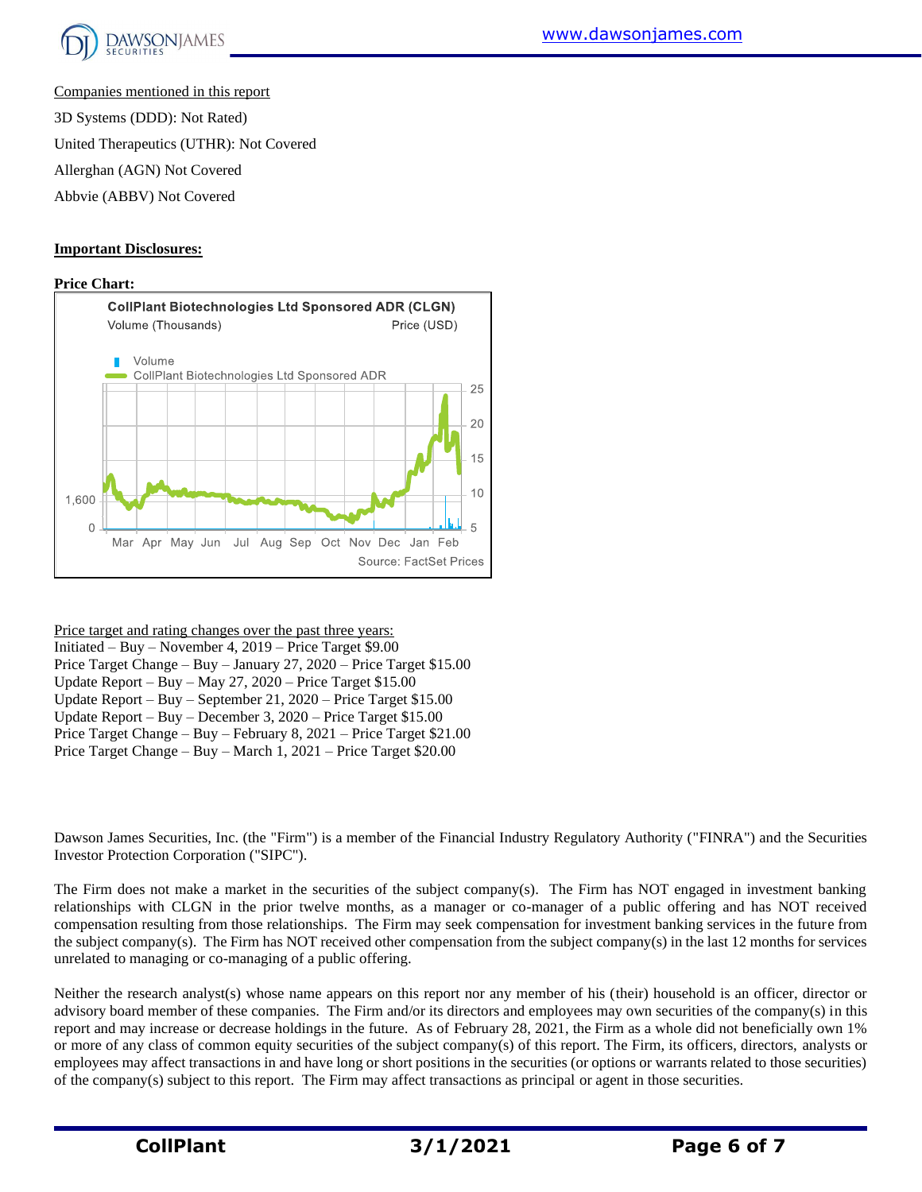Companies mentioned in this report

3D Systems (DDD): Not Rated)

United Therapeutics (UTHR): Not Covered

Allerghan (AGN) Not Covered

Abbvie (ABBV) Not Covered

**Important Disclosures:**

**Price Chart:**

CollPlant Biotechnologies Ltd Sponsored ADR (CLGN)

Volume (Thousands) Price (USD)

Volume

CollPlant Biotechnologies Ltd Sponsored ADR

Mar Apr May Jun Jul Aug Sep Oct Nov Dec Jan Feb

Source: FactSet Prices

Price target and rating changes over the past three years:

Initiated – Buy – November 4, 2019 – Price Target $9.00
Price Target Change – Buy – January 27, 2020 – Price Target $15.00
Update Report – Buy – May 27, 2020 – Price Target $15.00
Update Report – Buy – September 21, 2020 – Price Target $15.00
Update Report – Buy – December 3, 2020 – Price Target $15.00
Price Target Change – Buy – February 8, 2021 – Price Target $21.00
Price Target Change – Buy – March 1, 2021 – Price Target $20.00

Dawson James Securities, Inc. (the "Firm") is a member of the Financial Industry Regulatory Authority ("FINRA") and the Securities Investor Protection Corporation ("SIPC").

The Firm does not make a market in the securities of the subject company(s). The Firm has NOT engaged in investment banking relationships with CLGN in the prior twelve months, as a manager or co-manager of a public offering and has NOT received compensation resulting from those relationships. The Firm may seek compensation for investment banking services in the future from the subject company(s). The Firm has NOT received other compensation from the subject company(s) in the last 12 months for services unrelated to managing or co-managing of a public offering.

Neither the research analyst(s) whose name appears on this report nor any member of his (their) household is an officer, director or advisory board member of these companies. The Firm and/or its directors and employees may own securities of the company(s) in this report and may increase or decrease holdings in the future. As of February 28, 2021, the Firm as a whole did not beneficially own 1% or more of any class of common equity securities of the subject company(s) of this report. The Firm, its officers, directors, analysts or employees may affect transactions in and have long or short positions in the securities (or options or warrants related to those securities) of the company(s) subject to this report. The Firm may affect transactions as principal or agent in those securities.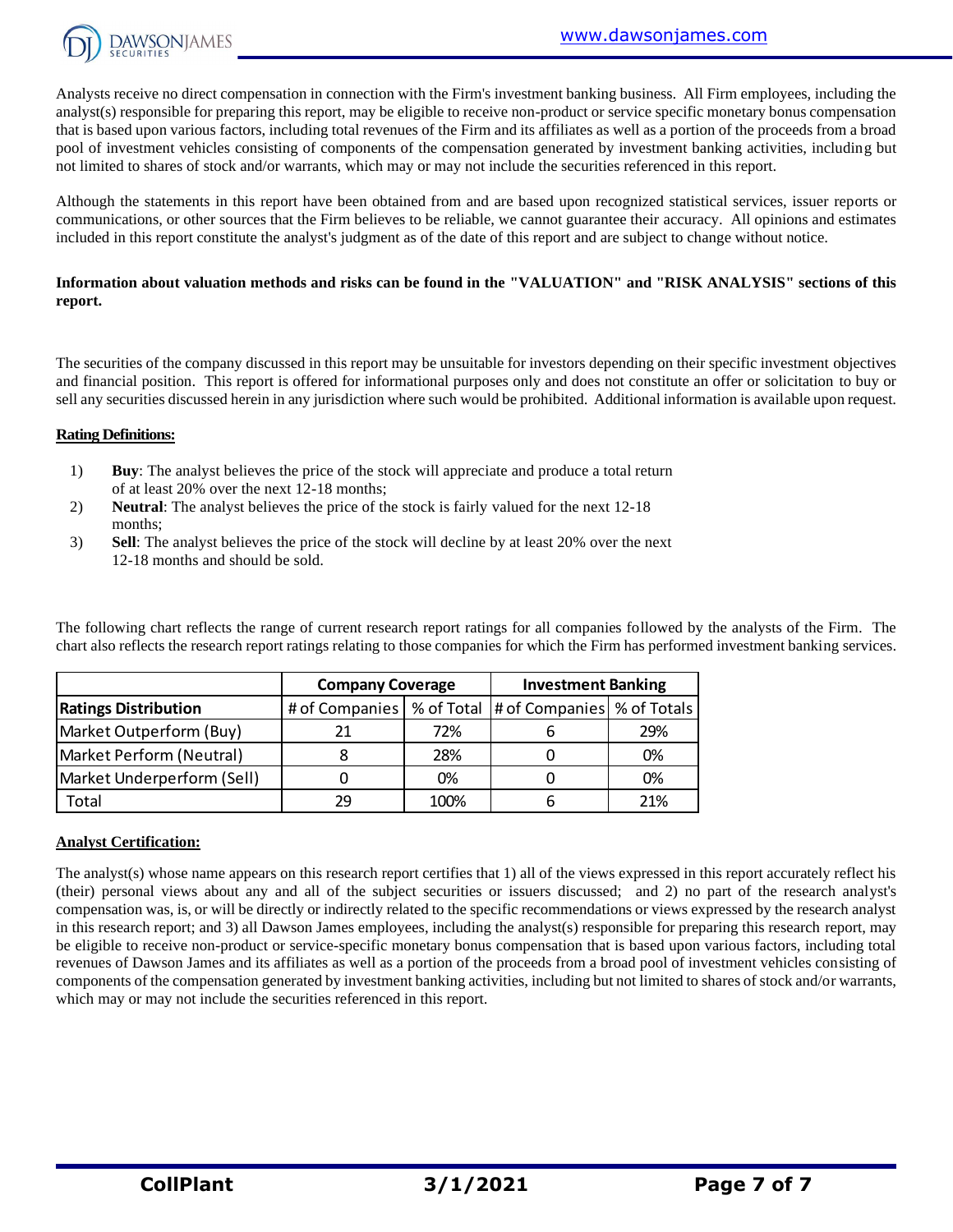Analysts receive no direct compensation in connection with the Firm's investment banking business. All Firm employees, including the analyst(s) responsible for preparing this report, may be eligible to receive non-product or service specific monetary bonus compensation that is based upon various factors, including total revenues of the Firm and its affiliates as well as a portion of the proceeds from a broad pool of investment vehicles consisting of components of the compensation generated by investment banking activities, including but not limited to shares of stock and/or warrants, which may or may not include the securities referenced in this report.

Although the statements in this report have been obtained from and are based upon recognized statistical services, issuer reports or communications, or other sources that the Firm believes to be reliable, we cannot guarantee their accuracy. All opinions and estimates included in this report constitute the analyst's judgment as of the date of this report and are subject to change without notice.

**Information about valuation methods and risks can be found in the "VALUATION" and "RISK ANALYSIS" sections of this report.**

The securities of the company discussed in this report may be unsuitable for investors depending on their specific investment objectives and financial position. This report is offered for informational purposes only and does not constitute an offer or solicitation to buy or sell any securities discussed herein in any jurisdiction where such would be prohibited. Additional information is available upon request.

**Rating Definitions:**

1) **Buy**: The analyst believes the price of the stock will appreciate and produce a total return of at least 20% over the next 12-18 months;
2) **Neutral**: The analyst believes the price of the stock is fairly valued for the next 12-18 months;
3) **Sell**: The analyst believes the price of the stock will decline by at least 20% over the next 12-18 months and should be sold.

The following chart reflects the range of current research report ratings for all companies followed by the analysts of the Firm. The chart also reflects the research report ratings relating to those companies for which the Firm has performed investment banking services.

| | Company Coverage | | Investment Banking | |
|---|---|---|---|---|
| Ratings Distribution | # of Companies | % of Total | # of Companies | % of Totals |
| Market Outperform (Buy) | 21 | 72% | 6 | 29% |
| Market Perform (Neutral) | 8 | 28% | 0 | 0% |
| Market Underperform (Sell) | 0 | 0% | 0 | 0% |
| Total | 29 | 100% | 6 | 21% |

**Analyst Certification:**

The analyst(s) whose name appears on this research report certifies that 1) all of the views expressed in this report accurately reflect his (their) personal views about any and all of the subject securities or issuers discussed; and 2) no part of the research analyst's compensation was, is, or will be directly or indirectly related to the specific recommendations or views expressed by the research analyst in this research report; and 3) all Dawson James employees, including the analyst(s) responsible for preparing this research report, may be eligible to receive non-product or service-specific monetary bonus compensation that is based upon various factors, including total revenues of Dawson James and its affiliates as well as a portion of the proceeds from a broad pool of investment vehicles consisting of components of the compensation generated by investment banking activities, including but not limited to shares of stock and/or warrants, which may or may not include the securities referenced in this report.